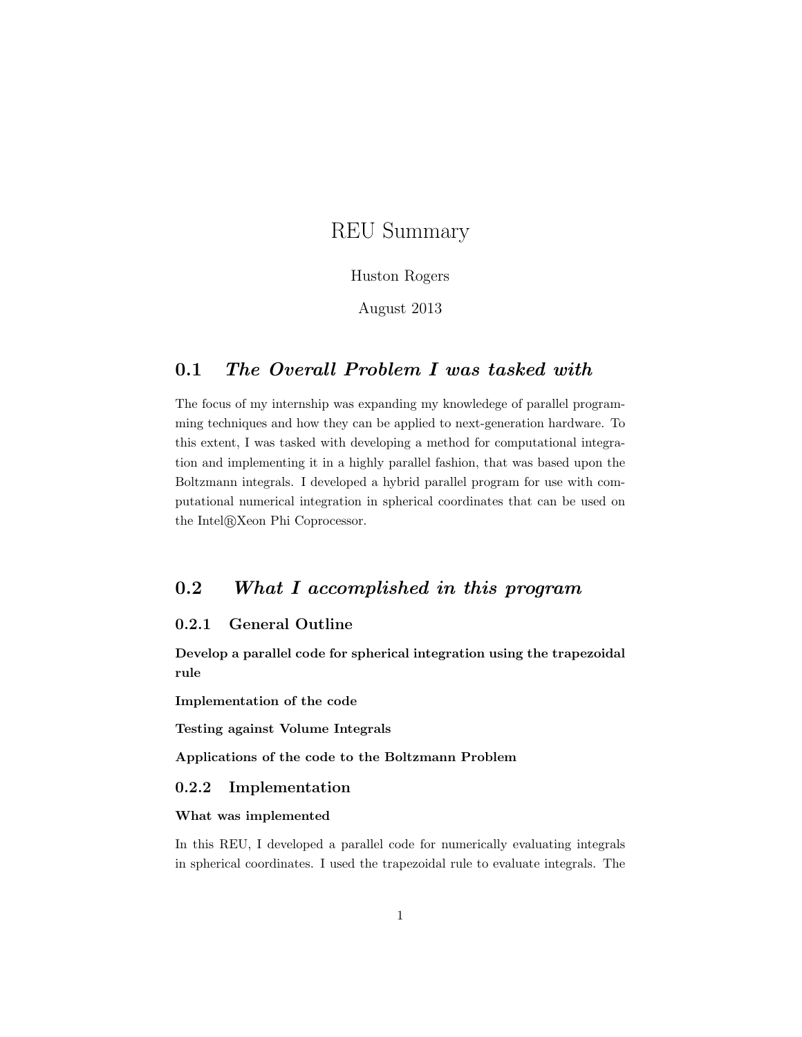# REU Summary

Huston Rogers

August 2013

## 0.1 *The Overall Problem I was tasked with*

The focus of my internship was expanding my knowledege of parallel programming techniques and how they can be applied to next-generation hardware. To this extent, I was tasked with developing a method for computational integration and implementing it in a highly parallel fashion, that was based upon the Boltzmann integrals. I developed a hybrid parallel program for use with computational numerical integration in spherical coordinates that can be used on the Intel®Xeon Phi Coprocessor.

## 0.2 *What I accomplished in this program*

### 0.2.1 General Outline

**Develop a parallel code for spherical integration using the trapezoidal rule**

**Implementation of the code**

**Testing against Volume Integrals**

**Applications of the code to the Boltzmann Problem**

### 0.2.2 Implementation

**What was implemented**

In this REU, I developed a parallel code for numerically evaluating integrals in spherical coordinates. I used the trapezoidal rule to evaluate integrals. The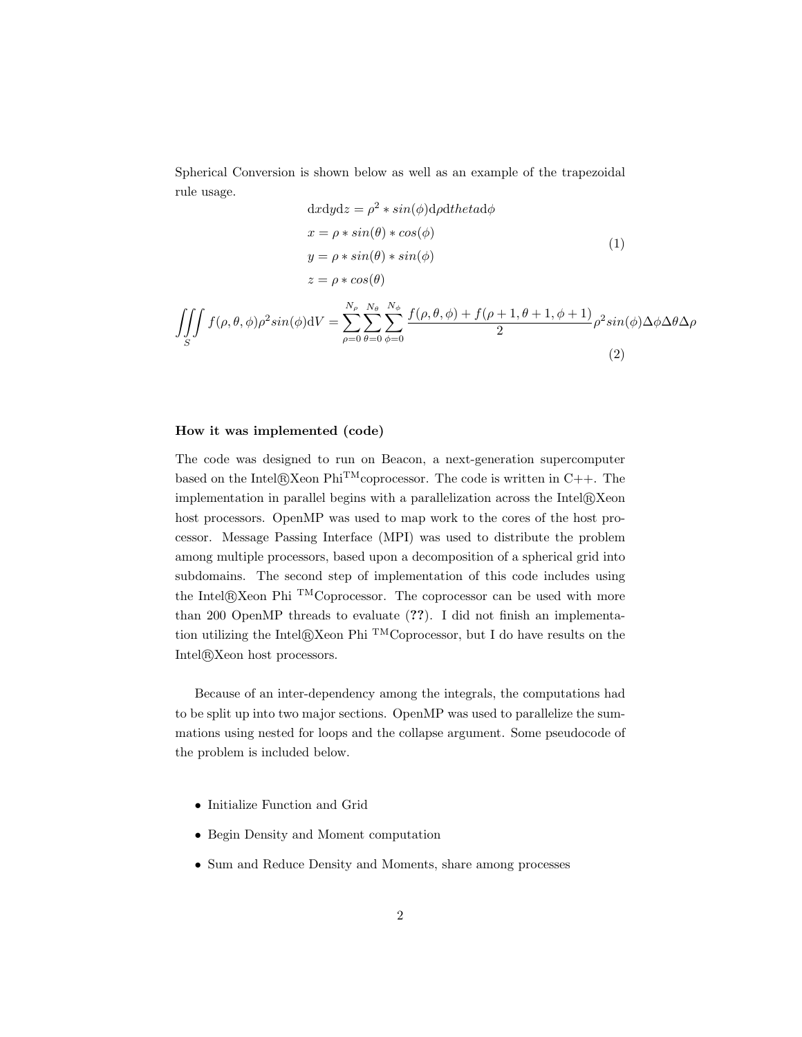Spherical Conversion is shown below as well as an example of the trapezoidal rule usage.

$$
\begin{aligned}
\mathrm{d}x\mathrm{d}y\mathrm{d}z &= \rho^2 * sin(\phi)\mathrm{d}\rho\mathrm{d}theta\mathrm{d}\phi \\
x &= \rho * sin(\theta) * cos(\phi) \\
y &= \rho * sin(\theta) * sin(\phi) \\
z &= \rho * cos(\theta)
\end{aligned}
\tag{1}
$$

$$
\iiint\limits_S f(\rho,\theta,\phi)\rho^2 sin(\phi)\mathrm{d}V = \sum_{\rho=0}^{N_\rho}\sum_{\theta=0}^{N_\theta}\sum_{\phi=0}^{N_\phi}\frac{f(\rho,\theta,\phi)+f(\rho+1,\theta+1,\phi+1)}{2}\rho^2 sin(\phi)\Delta\phi\Delta\theta\Delta\rho
\tag{2}
$$

**How it was implemented (code)**

The code was designed to run on Beacon, a next-generation supercomputer based on the Intel®Xeon Phi™coprocessor. The code is written in C++. The implementation in parallel begins with a parallelization across the Intel®Xeon host processors. OpenMP was used to map work to the cores of the host processor. Message Passing Interface (MPI) was used to distribute the problem among multiple processors, based upon a decomposition of a spherical grid into subdomains. The second step of implementation of this code includes using the Intel®Xeon Phi ™Coprocessor. The coprocessor can be used with more than 200 OpenMP threads to evaluate (**??**). I did not finish an implementation utilizing the Intel®Xeon Phi ™Coprocessor, but I do have results on the Intel®Xeon host processors.

Because of an inter-dependency among the integrals, the computations had to be split up into two major sections. OpenMP was used to parallelize the summations using nested for loops and the collapse argument. Some pseudocode of the problem is included below.

- Initialize Function and Grid
- Begin Density and Moment computation
- Sum and Reduce Density and Moments, share among processes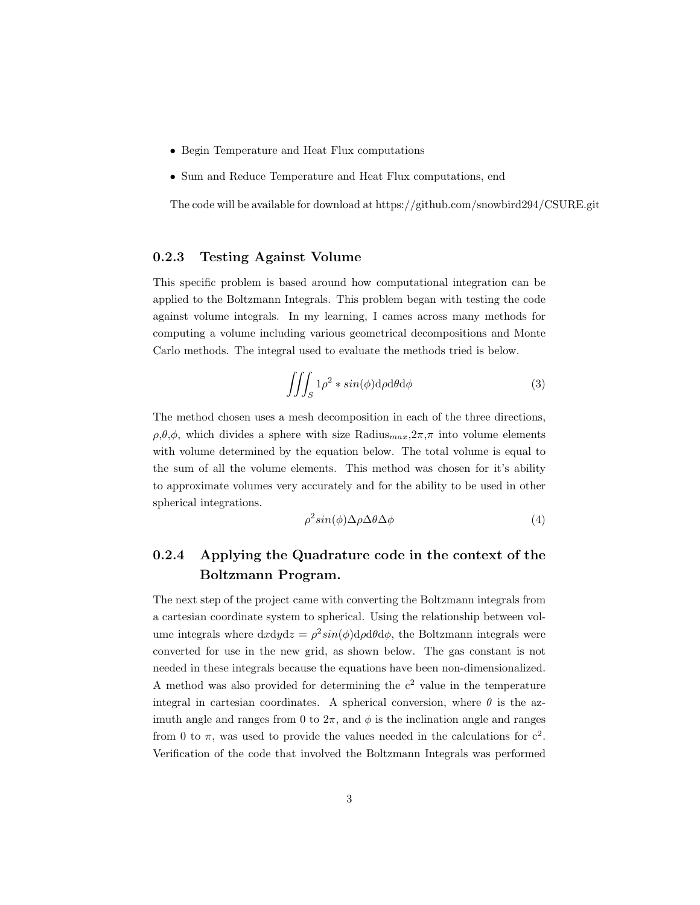- Begin Temperature and Heat Flux computations
- Sum and Reduce Temperature and Heat Flux computations, end

The code will be available for download at https://github.com/snowbird294/CSURE.git

### 0.2.3 Testing Against Volume

This specific problem is based around how computational integration can be applied to the Boltzmann Integrals. This problem began with testing the code against volume integrals. In my learning, I cames across many methods for computing a volume including various geometrical decompositions and Monte Carlo methods. The integral used to evaluate the methods tried is below.

$$\iiint_S 1\rho^2 * sin(\phi)\mathrm{d}\rho\mathrm{d}\theta\mathrm{d}\phi \tag{3}$$

The method chosen uses a mesh decomposition in each of the three directions, $\rho$,$\theta$,$\phi$, which divides a sphere with size $\text{Radius}_{max}$,$2\pi$,$\pi$ into volume elements with volume determined by the equation below. The total volume is equal to the sum of all the volume elements. This method was chosen for it's ability to approximate volumes very accurately and for the ability to be used in other spherical integrations.

$$\rho^2 sin(\phi)\Delta\rho\Delta\theta\Delta\phi \tag{4}$$

### 0.2.4 Applying the Quadrature code in the context of the Boltzmann Program.

The next step of the project came with converting the Boltzmann integrals from a cartesian coordinate system to spherical. Using the relationship between volume integrals where $\mathrm{d}x\mathrm{d}y\mathrm{d}z = \rho^2 sin(\phi)\mathrm{d}\rho\mathrm{d}\theta\mathrm{d}\phi$, the Boltzmann integrals were converted for use in the new grid, as shown below. The gas constant is not needed in these integrals because the equations have been non-dimensionalized. A method was also provided for determining the $c^2$ value in the temperature integral in cartesian coordinates. A spherical conversion, where $\theta$ is the azimuth angle and ranges from 0 to $2\pi$, and $\phi$ is the inclination angle and ranges from 0 to $\pi$, was used to provide the values needed in the calculations for $c^2$. Verification of the code that involved the Boltzmann Integrals was performed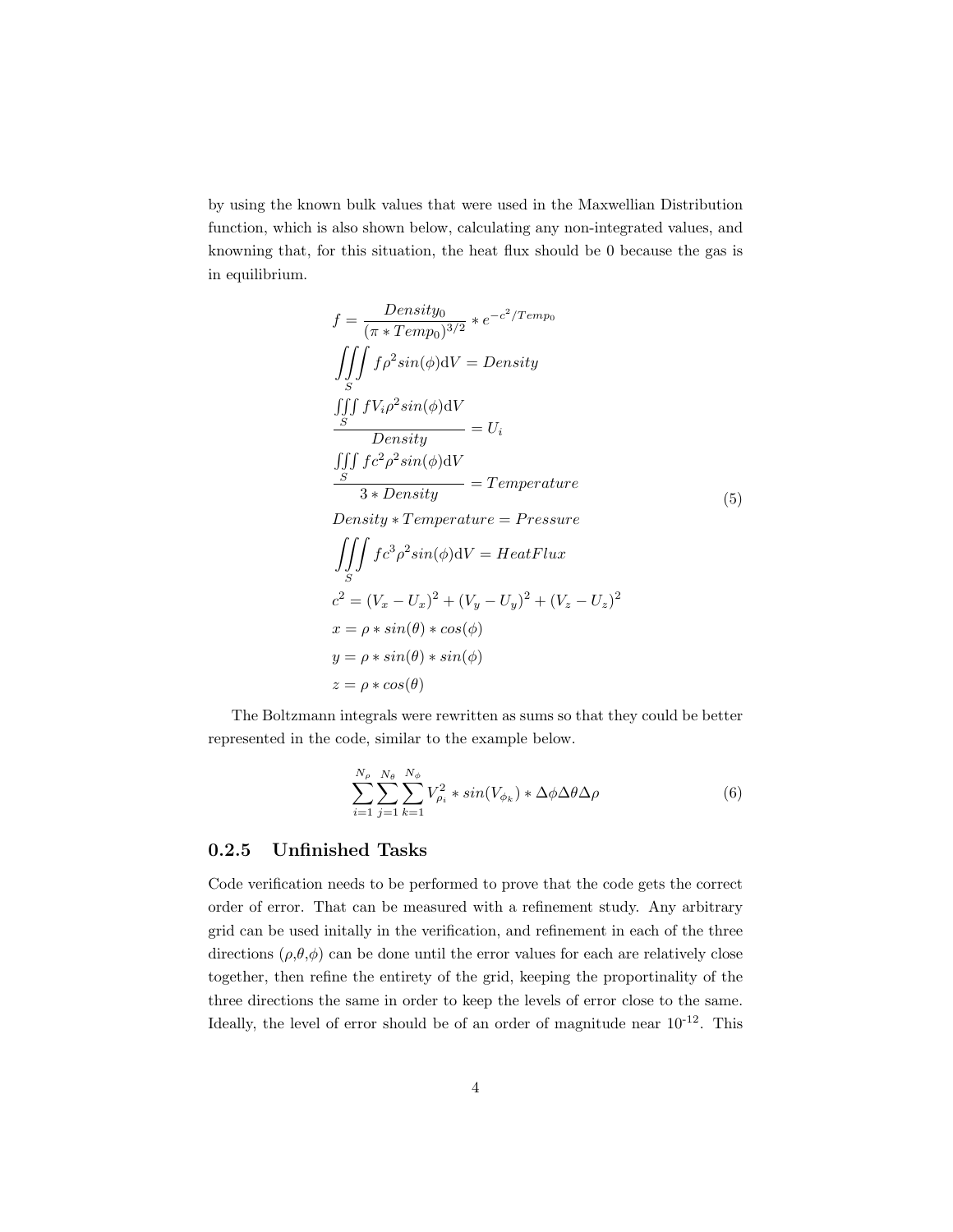by using the known bulk values that were used in the Maxwellian Distribution function, which is also shown below, calculating any non-integrated values, and knowning that, for this situation, the heat flux should be 0 because the gas is in equilibrium.

$$
\begin{aligned}
& f = \frac{Density_0}{(\pi * Temp_0)^{3/2}} * e^{-c^2/Temp_0} \\
& \iiint\limits_S f\rho^2 sin(\phi)\mathrm{d}V = Density \\
& \frac{\iiint\limits_S fV_i\rho^2 sin(\phi)\mathrm{d}V}{Density} = U_i \\
& \frac{\iiint\limits_S fc^2\rho^2 sin(\phi)\mathrm{d}V}{3 * Density} = Temperature \\
& Density * Temperature = Pressure \\
& \iiint\limits_S fc^3\rho^2 sin(\phi)\mathrm{d}V = HeatFlux \\
& c^2 = (V_x - U_x)^2 + (V_y - U_y)^2 + (V_z - U_z)^2 \\
& x = \rho * sin(\theta) * cos(\phi) \\
& y = \rho * sin(\theta) * sin(\phi) \\
& z = \rho * cos(\theta)
\end{aligned} \tag{5}
$$

The Boltzmann integrals were rewritten as sums so that they could be better represented in the code, similar to the example below.

$$
\sum_{i=1}^{N_\rho} \sum_{j=1}^{N_\theta} \sum_{k=1}^{N_\phi} V_{\rho_i}^2 * sin(V_{\phi_k}) * \Delta\phi\Delta\theta\Delta\rho \tag{6}
$$

### 0.2.5 Unfinished Tasks

Code verification needs to be performed to prove that the code gets the correct order of error. That can be measured with a refinement study. Any arbitrary grid can be used initally in the verification, and refinement in each of the three directions ($\rho$,$\theta$,$\phi$) can be done until the error values for each are relatively close together, then refine the entirety of the grid, keeping the proportinality of the three directions the same in order to keep the levels of error close to the same. Ideally, the level of error should be of an order of magnitude near $10^{-12}$. This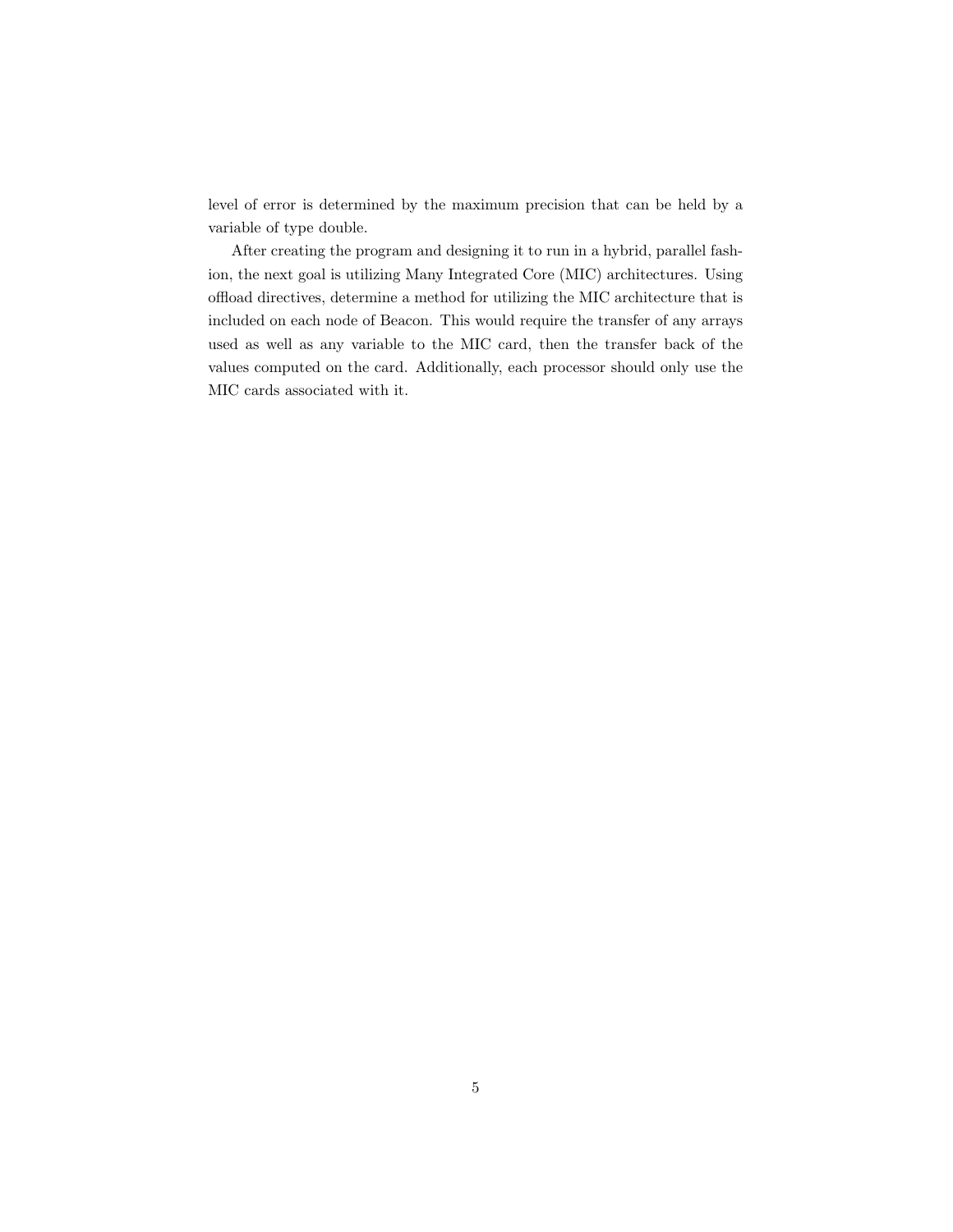level of error is determined by the maximum precision that can be held by a variable of type double.

After creating the program and designing it to run in a hybrid, parallel fashion, the next goal is utilizing Many Integrated Core (MIC) architectures. Using offload directives, determine a method for utilizing the MIC architecture that is included on each node of Beacon. This would require the transfer of any arrays used as well as any variable to the MIC card, then the transfer back of the values computed on the card. Additionally, each processor should only use the MIC cards associated with it.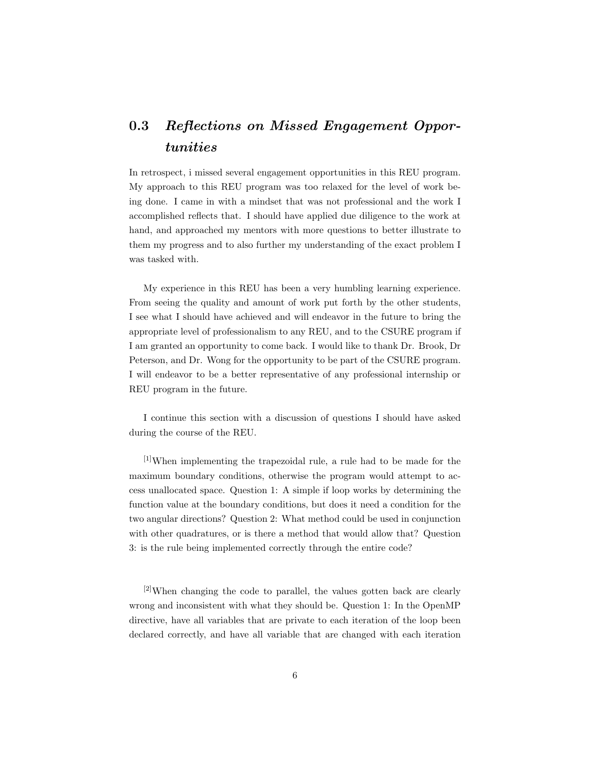## 0.3 *Reflections on Missed Engagement Opportunities*

In retrospect, i missed several engagement opportunities in this REU program. My approach to this REU program was too relaxed for the level of work being done. I came in with a mindset that was not professional and the work I accomplished reflects that. I should have applied due diligence to the work at hand, and approached my mentors with more questions to better illustrate to them my progress and to also further my understanding of the exact problem I was tasked with.

My experience in this REU has been a very humbling learning experience. From seeing the quality and amount of work put forth by the other students, I see what I should have achieved and will endeavor in the future to bring the appropriate level of professionalism to any REU, and to the CSURE program if I am granted an opportunity to come back. I would like to thank Dr. Brook, Dr Peterson, and Dr. Wong for the opportunity to be part of the CSURE program. I will endeavor to be a better representative of any professional internship or REU program in the future.

I continue this section with a discussion of questions I should have asked during the course of the REU.

[1]When implementing the trapezoidal rule, a rule had to be made for the maximum boundary conditions, otherwise the program would attempt to access unallocated space. Question 1: A simple if loop works by determining the function value at the boundary conditions, but does it need a condition for the two angular directions? Question 2: What method could be used in conjunction with other quadratures, or is there a method that would allow that? Question 3: is the rule being implemented correctly through the entire code?

[2]When changing the code to parallel, the values gotten back are clearly wrong and inconsistent with what they should be. Question 1: In the OpenMP directive, have all variables that are private to each iteration of the loop been declared correctly, and have all variable that are changed with each iteration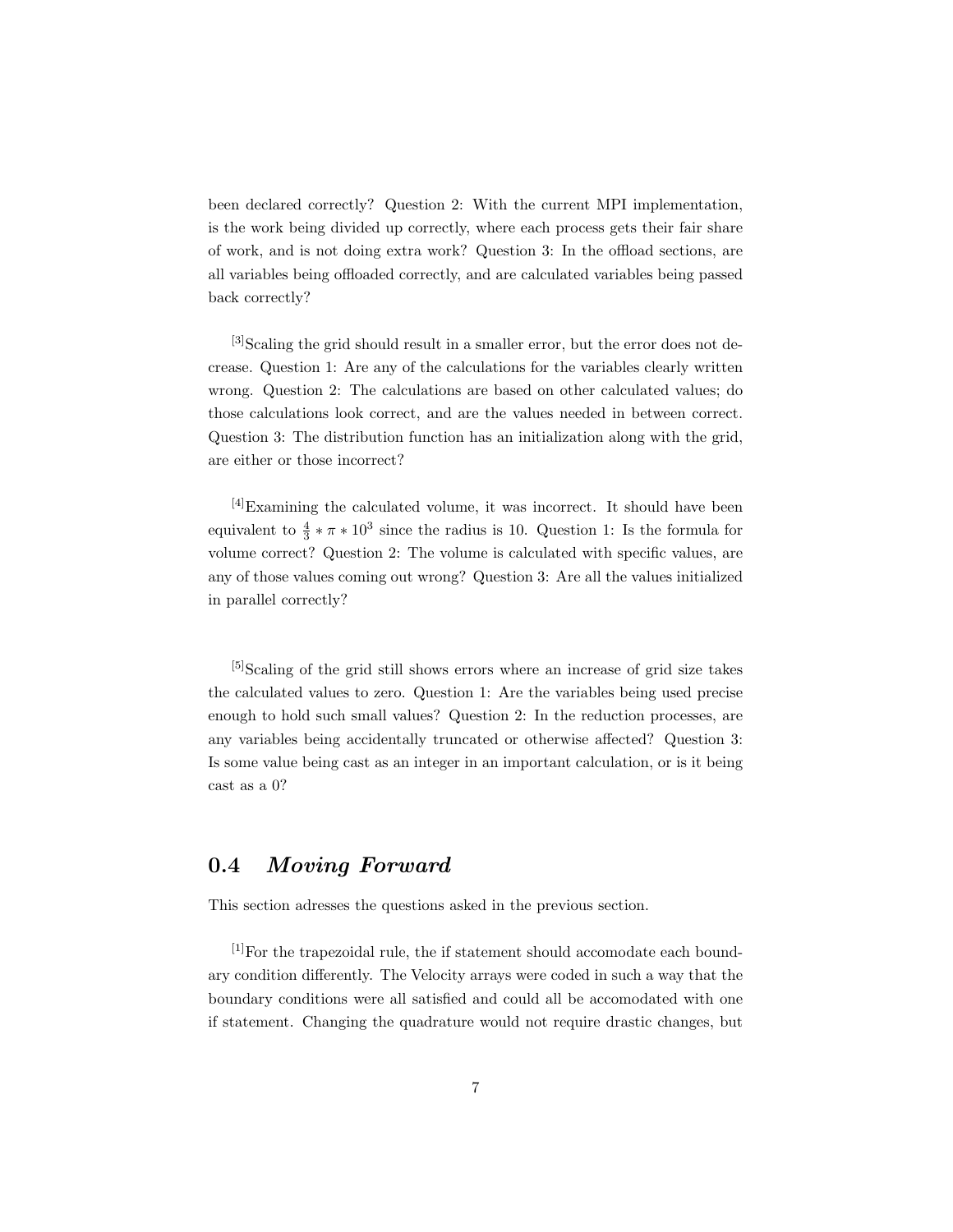been declared correctly? Question 2: With the current MPI implementation, is the work being divided up correctly, where each process gets their fair share of work, and is not doing extra work? Question 3: In the offload sections, are all variables being offloaded correctly, and are calculated variables being passed back correctly?

[3]Scaling the grid should result in a smaller error, but the error does not decrease. Question 1: Are any of the calculations for the variables clearly written wrong. Question 2: The calculations are based on other calculated values; do those calculations look correct, and are the values needed in between correct. Question 3: The distribution function has an initialization along with the grid, are either or those incorrect?

[4]Examining the calculated volume, it was incorrect. It should have been equivalent to $\frac{4}{3} * \pi * 10^3$ since the radius is 10. Question 1: Is the formula for volume correct? Question 2: The volume is calculated with specific values, are any of those values coming out wrong? Question 3: Are all the values initialized in parallel correctly?

[5]Scaling of the grid still shows errors where an increase of grid size takes the calculated values to zero. Question 1: Are the variables being used precise enough to hold such small values? Question 2: In the reduction processes, are any variables being accidentally truncated or otherwise affected? Question 3: Is some value being cast as an integer in an important calculation, or is it being cast as a 0?

## 0.4 *Moving Forward*

This section adresses the questions asked in the previous section.

[1]For the trapezoidal rule, the if statement should accomodate each boundary condition differently. The Velocity arrays were coded in such a way that the boundary conditions were all satisfied and could all be accomodated with one if statement. Changing the quadrature would not require drastic changes, but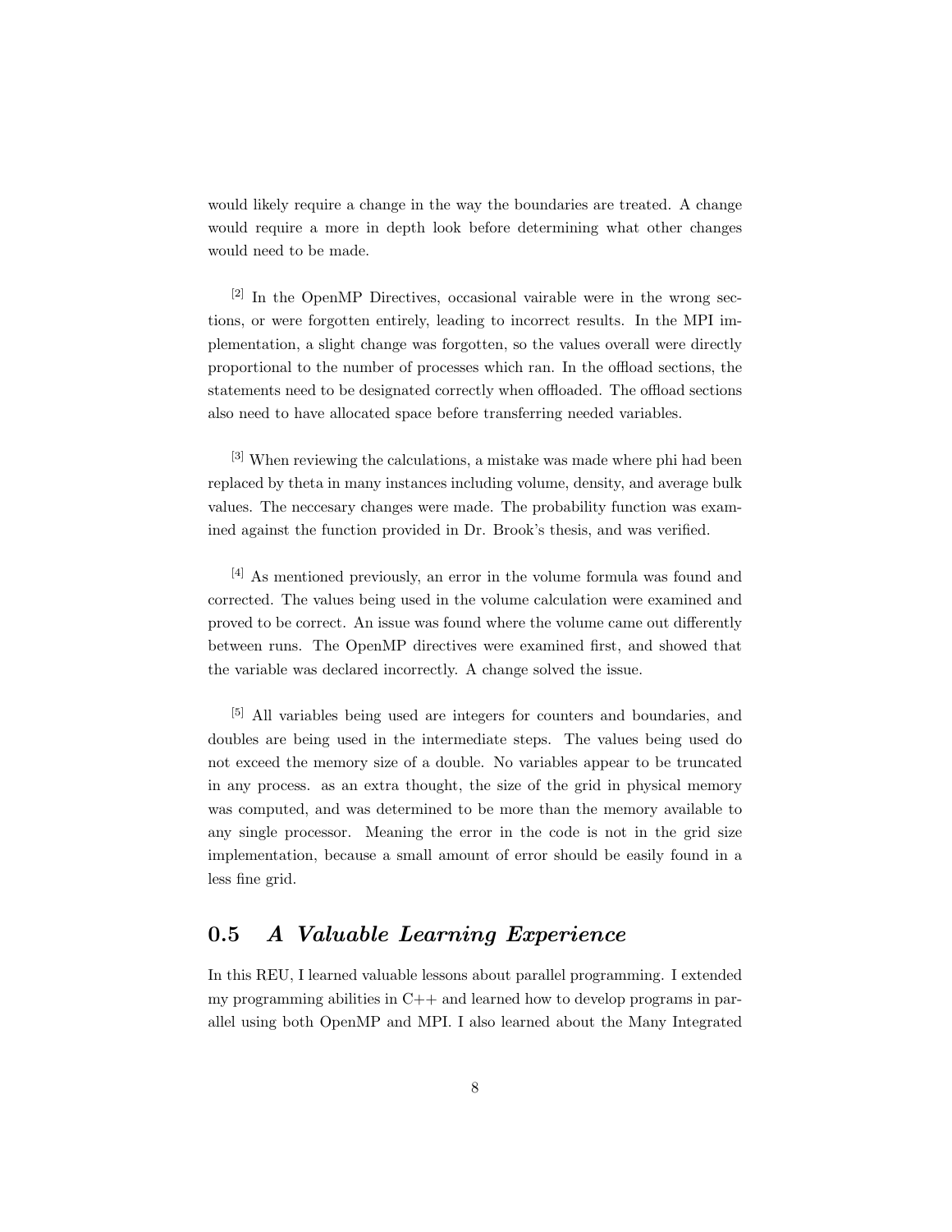would likely require a change in the way the boundaries are treated. A change would require a more in depth look before determining what other changes would need to be made.

[2] In the OpenMP Directives, occasional vairable were in the wrong sections, or were forgotten entirely, leading to incorrect results. In the MPI implementation, a slight change was forgotten, so the values overall were directly proportional to the number of processes which ran. In the offload sections, the statements need to be designated correctly when offloaded. The offload sections also need to have allocated space before transferring needed variables.

[3] When reviewing the calculations, a mistake was made where phi had been replaced by theta in many instances including volume, density, and average bulk values. The neccesary changes were made. The probability function was examined against the function provided in Dr. Brook's thesis, and was verified.

[4] As mentioned previously, an error in the volume formula was found and corrected. The values being used in the volume calculation were examined and proved to be correct. An issue was found where the volume came out differently between runs. The OpenMP directives were examined first, and showed that the variable was declared incorrectly. A change solved the issue.

[5] All variables being used are integers for counters and boundaries, and doubles are being used in the intermediate steps. The values being used do not exceed the memory size of a double. No variables appear to be truncated in any process. as an extra thought, the size of the grid in physical memory was computed, and was determined to be more than the memory available to any single processor. Meaning the error in the code is not in the grid size implementation, because a small amount of error should be easily found in a less fine grid.

## 0.5 *A Valuable Learning Experience*

In this REU, I learned valuable lessons about parallel programming. I extended my programming abilities in C++ and learned how to develop programs in parallel using both OpenMP and MPI. I also learned about the Many Integrated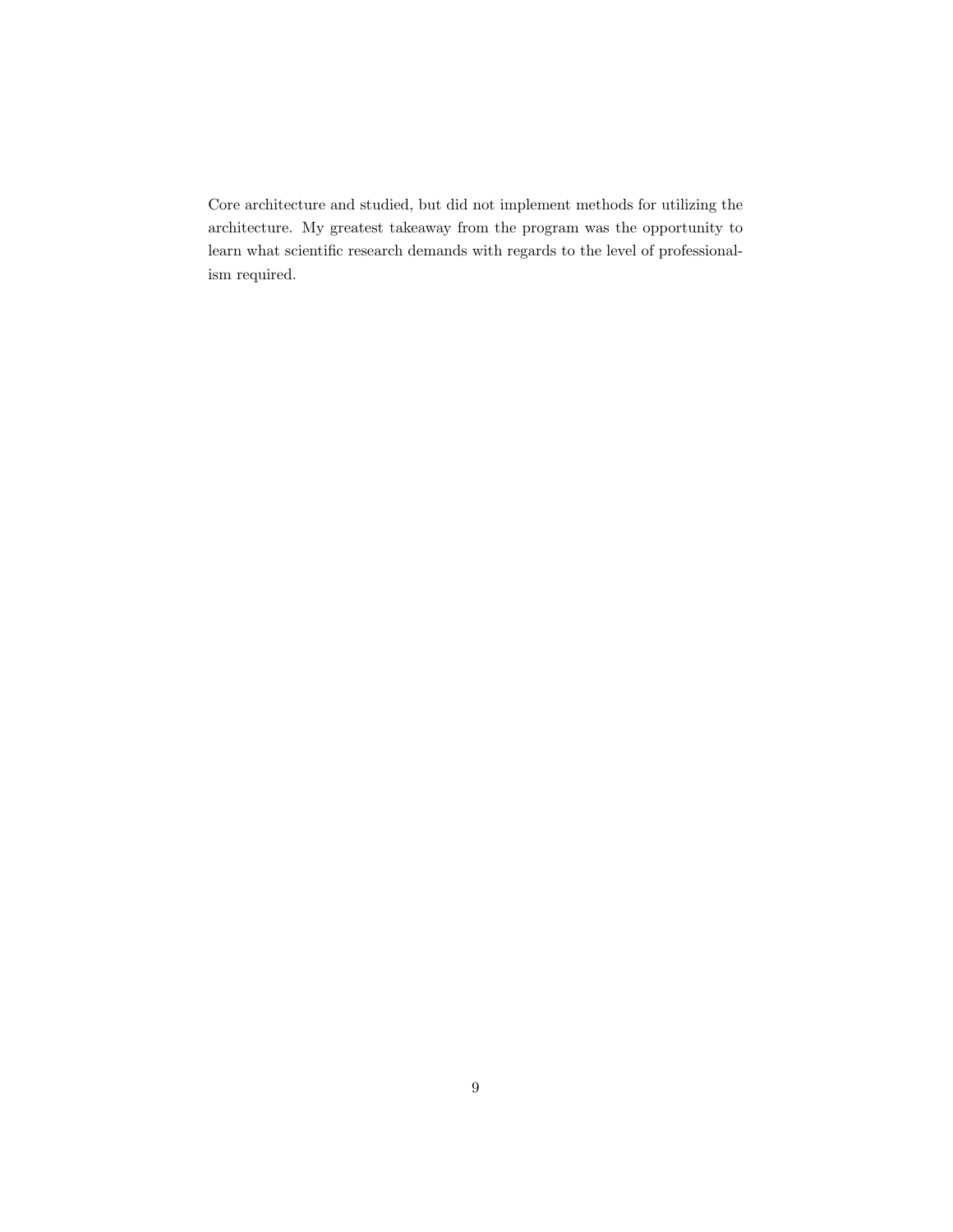Core architecture and studied, but did not implement methods for utilizing the architecture. My greatest takeaway from the program was the opportunity to learn what scientific research demands with regards to the level of professionalism required.